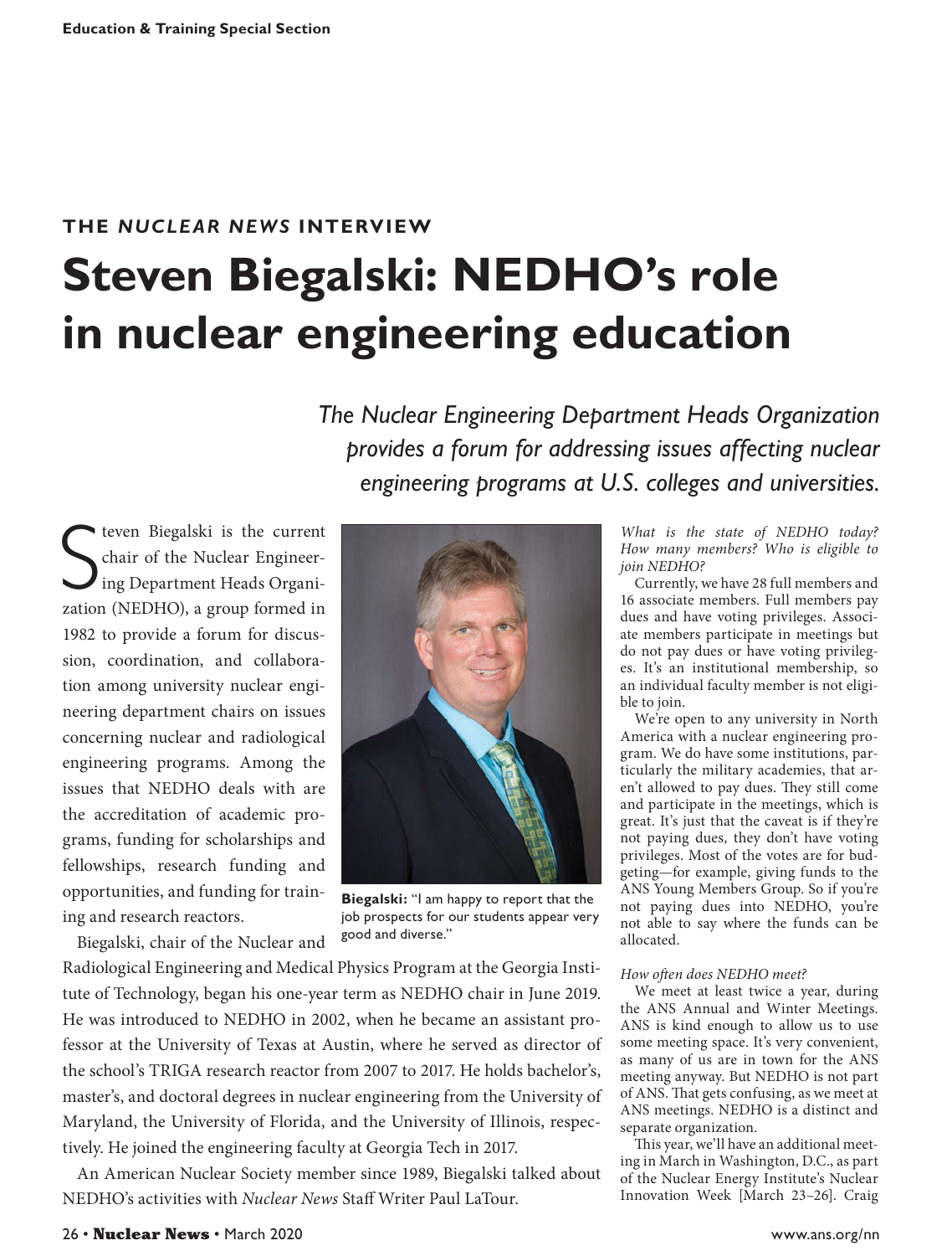Education & Training Special Section

THE *NUCLEAR NEWS* INTERVIEW

# Steven Biegalski: NEDHO's role in nuclear engineering education

*The Nuclear Engineering Department Heads Organization provides a forum for addressing issues affecting nuclear engineering programs at U.S. colleges and universities.*

Steven Biegalski is the current chair of the Nuclear Engineering Department Heads Organization (NEDHO), a group formed in 1982 to provide a forum for discussion, coordination, and collaboration among university nuclear engineering department chairs on issues concerning nuclear and radiological engineering programs. Among the issues that NEDHO deals with are the accreditation of academic programs, funding for scholarships and fellowships, research funding and opportunities, and funding for training and research reactors.

**Biegalski:** "I am happy to report that the job prospects for our students appear very good and diverse."

Biegalski, chair of the Nuclear and Radiological Engineering and Medical Physics Program at the Georgia Institute of Technology, began his one-year term as NEDHO chair in June 2019. He was introduced to NEDHO in 2002, when he became an assistant professor at the University of Texas at Austin, where he served as director of the school's TRIGA research reactor from 2007 to 2017. He holds bachelor's, master's, and doctoral degrees in nuclear engineering from the University of Maryland, the University of Florida, and the University of Illinois, respectively. He joined the engineering faculty at Georgia Tech in 2017.

An American Nuclear Society member since 1989, Biegalski talked about NEDHO's activities with *Nuclear News* Staff Writer Paul LaTour.

*What is the state of NEDHO today? How many members? Who is eligible to join NEDHO?*

Currently, we have 28 full members and 16 associate members. Full members pay dues and have voting privileges. Associate members participate in meetings but do not pay dues or have voting privileges. It's an institutional membership, so an individual faculty member is not eligible to join.

We're open to any university in North America with a nuclear engineering program. We do have some institutions, particularly the military academies, that aren't allowed to pay dues. They still come and participate in the meetings, which is great. It's just that the caveat is if they're not paying dues, they don't have voting privileges. Most of the votes are for budgeting—for example, giving funds to the ANS Young Members Group. So if you're not paying dues into NEDHO, you're not able to say where the funds can be allocated.

*How often does NEDHO meet?*

We meet at least twice a year, during the ANS Annual and Winter Meetings. ANS is kind enough to allow us to use some meeting space. It's very convenient, as many of us are in town for the ANS meeting anyway. But NEDHO is not part of ANS. That gets confusing, as we meet at ANS meetings. NEDHO is a distinct and separate organization.

This year, we'll have an additional meeting in March in Washington, D.C., as part of the Nuclear Energy Institute's Nuclear Innovation Week [March 23–26]. Craig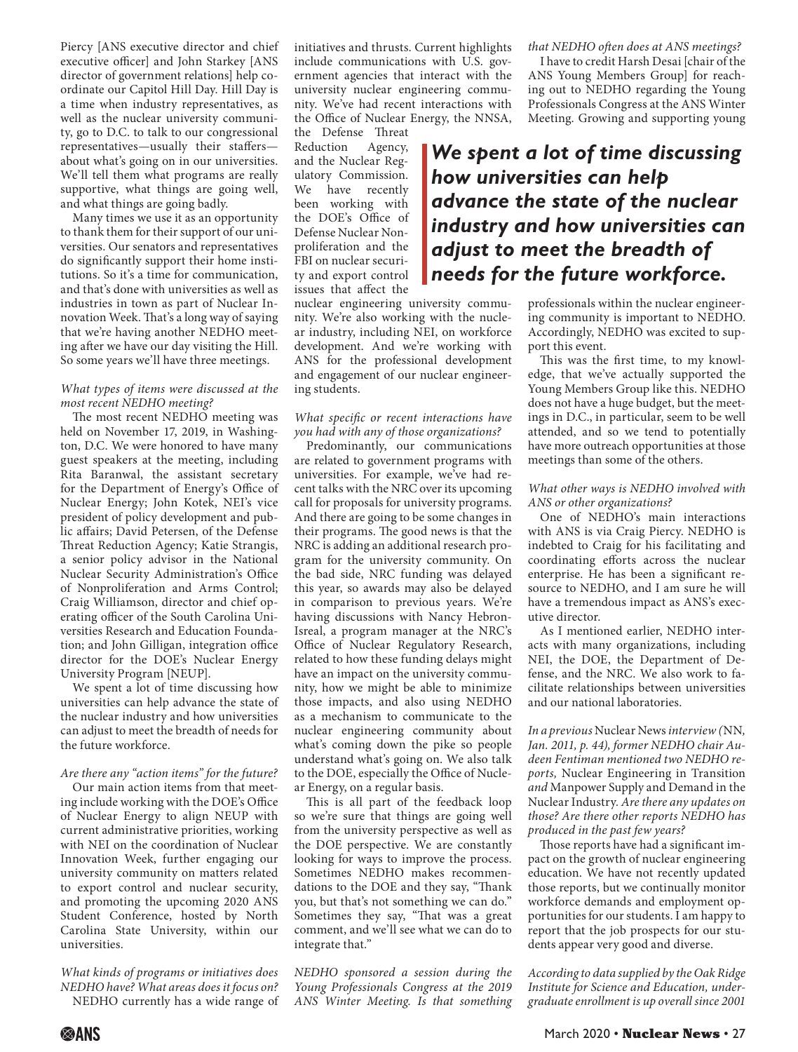Piercy [ANS executive director and chief executive officer] and John Starkey [ANS director of government relations] help coordinate our Capitol Hill Day. Hill Day is a time when industry representatives, as well as the nuclear university community, go to D.C. to talk to our congressional representatives—usually their staffers—about what's going on in our universities. We'll tell them what programs are really supportive, what things are going well, and what things are going badly.

Many times we use it as an opportunity to thank them for their support of our universities. Our senators and representatives do significantly support their home institutions. So it's a time for communication, and that's done with universities as well as industries in town as part of Nuclear Innovation Week. That's a long way of saying that we're having another NEDHO meeting after we have our day visiting the Hill. So some years we'll have three meetings.

*What types of items were discussed at the most recent NEDHO meeting?*

The most recent NEDHO meeting was held on November 17, 2019, in Washington, D.C. We were honored to have many guest speakers at the meeting, including Rita Baranwal, the assistant secretary for the Department of Energy's Office of Nuclear Energy; John Kotek, NEI's vice president of policy development and public affairs; David Petersen, of the Defense Threat Reduction Agency; Katie Strangis, a senior policy advisor in the National Nuclear Security Administration's Office of Nonproliferation and Arms Control; Craig Williamson, director and chief operating officer of the South Carolina Universities Research and Education Foundation; and John Gilligan, integration office director for the DOE's Nuclear Energy University Program [NEUP].

We spent a lot of time discussing how universities can help advance the state of the nuclear industry and how universities can adjust to meet the breadth of needs for the future workforce.

*Are there any "action items" for the future?*

Our main action items from that meeting include working with the DOE's Office of Nuclear Energy to align NEUP with current administrative priorities, working with NEI on the coordination of Nuclear Innovation Week, further engaging our university community on matters related to export control and nuclear security, and promoting the upcoming 2020 ANS Student Conference, hosted by North Carolina State University, within our universities.

*What kinds of programs or initiatives does NEDHO have? What areas does it focus on?*

NEDHO currently has a wide range of initiatives and thrusts. Current highlights include communications with U.S. government agencies that interact with the university nuclear engineering community. We've had recent interactions with the Office of Nuclear Energy, the NNSA, the Defense Threat Reduction Agency, and the Nuclear Regulatory Commission. We have recently been working with the DOE's Office of Defense Nuclear Nonproliferation and the FBI on nuclear security and export control issues that affect the nuclear engineering university community. We're also working with the nuclear industry, including NEI, on workforce development. And we're working with ANS for the professional development and engagement of our nuclear engineering students.

> ***We spent a lot of time discussing how universities can help advance the state of the nuclear industry and how universities can adjust to meet the breadth of needs for the future workforce.***

*What specific or recent interactions have you had with any of those organizations?*

Predominantly, our communications are related to government programs with universities. For example, we've had recent talks with the NRC over its upcoming call for proposals for university programs. And there are going to be some changes in their programs. The good news is that the NRC is adding an additional research program for the university community. On the bad side, NRC funding was delayed this year, so awards may also be delayed in comparison to previous years. We're having discussions with Nancy Hebron-Isreal, a program manager at the NRC's Office of Nuclear Regulatory Research, related to how these funding delays might have an impact on the university community, how we might be able to minimize those impacts, and also using NEDHO as a mechanism to communicate to the nuclear engineering community about what's coming down the pike so people understand what's going on. We also talk to the DOE, especially the Office of Nuclear Energy, on a regular basis.

This is all part of the feedback loop so we're sure that things are going well from the university perspective as well as the DOE perspective. We are constantly looking for ways to improve the process. Sometimes NEDHO makes recommendations to the DOE and they say, "Thank you, but that's not something we can do." Sometimes they say, "That was a great comment, and we'll see what we can do to integrate that."

*NEDHO sponsored a session during the Young Professionals Congress at the 2019 ANS Winter Meeting. Is that something that NEDHO often does at ANS meetings?*

I have to credit Harsh Desai [chair of the ANS Young Members Group] for reaching out to NEDHO regarding the Young Professionals Congress at the ANS Winter Meeting. Growing and supporting young professionals within the nuclear engineering community is important to NEDHO. Accordingly, NEDHO was excited to support this event.

This was the first time, to my knowledge, that we've actually supported the Young Members Group like this. NEDHO does not have a huge budget, but the meetings in D.C., in particular, seem to be well attended, and so we tend to potentially have more outreach opportunities at those meetings than some of the others.

*What other ways is NEDHO involved with ANS or other organizations?*

One of NEDHO's main interactions with ANS is via Craig Piercy. NEDHO is indebted to Craig for his facilitating and coordinating efforts across the nuclear enterprise. He has been a significant resource to NEDHO, and I am sure he will have a tremendous impact as ANS's executive director.

As I mentioned earlier, NEDHO interacts with many organizations, including NEI, the DOE, the Department of Defense, and the NRC. We also work to facilitate relationships between universities and our national laboratories.

*In a previous* Nuclear News *interview (*NN*, Jan. 2011, p. 44), former NEDHO chair Audeen Fentiman mentioned two NEDHO reports,* Nuclear Engineering in Transition *and* Manpower Supply and Demand in the Nuclear Industry*. Are there any updates on those? Are there other reports NEDHO has produced in the past few years?*

Those reports have had a significant impact on the growth of nuclear engineering education. We have not recently updated those reports, but we continually monitor workforce demands and employment opportunities for our students. I am happy to report that the job prospects for our students appear very good and diverse.

*According to data supplied by the Oak Ridge Institute for Science and Education, undergraduate enrollment is up overall since 2001*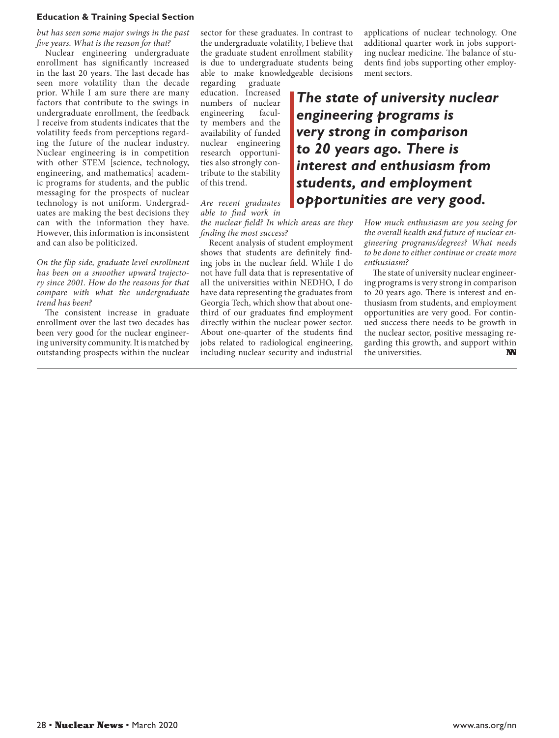*but has seen some major swings in the past five years. What is the reason for that?*

Nuclear engineering undergraduate enrollment has significantly increased in the last 20 years. The last decade has seen more volatility than the decade prior. While I am sure there are many factors that contribute to the swings in undergraduate enrollment, the feedback I receive from students indicates that the volatility feeds from perceptions regarding the future of the nuclear industry. Nuclear engineering is in competition with other STEM [science, technology, engineering, and mathematics] academic programs for students, and the public messaging for the prospects of nuclear technology is not uniform. Undergraduates are making the best decisions they can with the information they have. However, this information is inconsistent and can also be politicized.

*On the flip side, graduate level enrollment has been on a smoother upward trajectory since 2001. How do the reasons for that compare with what the undergraduate trend has been?*

The consistent increase in graduate enrollment over the last two decades has been very good for the nuclear engineering university community. It is matched by outstanding prospects within the nuclear sector for these graduates. In contrast to the undergraduate volatility, I believe that the graduate student enrollment stability is due to undergraduate students being able to make knowledgeable decisions regarding graduate education. Increased numbers of nuclear engineering faculty members and the availability of funded nuclear engineering research opportunities also strongly contribute to the stability of this trend.

> ***The state of university nuclear engineering programs is very strong in comparison to 20 years ago. There is interest and enthusiasm from students, and employment opportunities are very good.***

*Are recent graduates able to find work in the nuclear field? In which areas are they finding the most success?*

Recent analysis of student employment shows that students are definitely finding jobs in the nuclear field. While I do not have full data that is representative of all the universities within NEDHO, I do have data representing the graduates from Georgia Tech, which show that about one-third of our graduates find employment directly within the nuclear power sector. About one-quarter of the students find jobs related to radiological engineering, including nuclear security and industrial applications of nuclear technology. One additional quarter work in jobs supporting nuclear medicine. The balance of students find jobs supporting other employment sectors.

*How much enthusiasm are you seeing for the overall health and future of nuclear engineering programs/degrees? What needs to be done to either continue or create more enthusiasm?*

The state of university nuclear engineering programs is very strong in comparison to 20 years ago. There is interest and enthusiasm from students, and employment opportunities are very good. For continued success there needs to be growth in the nuclear sector, positive messaging regarding this growth, and support within the universities. **NN**